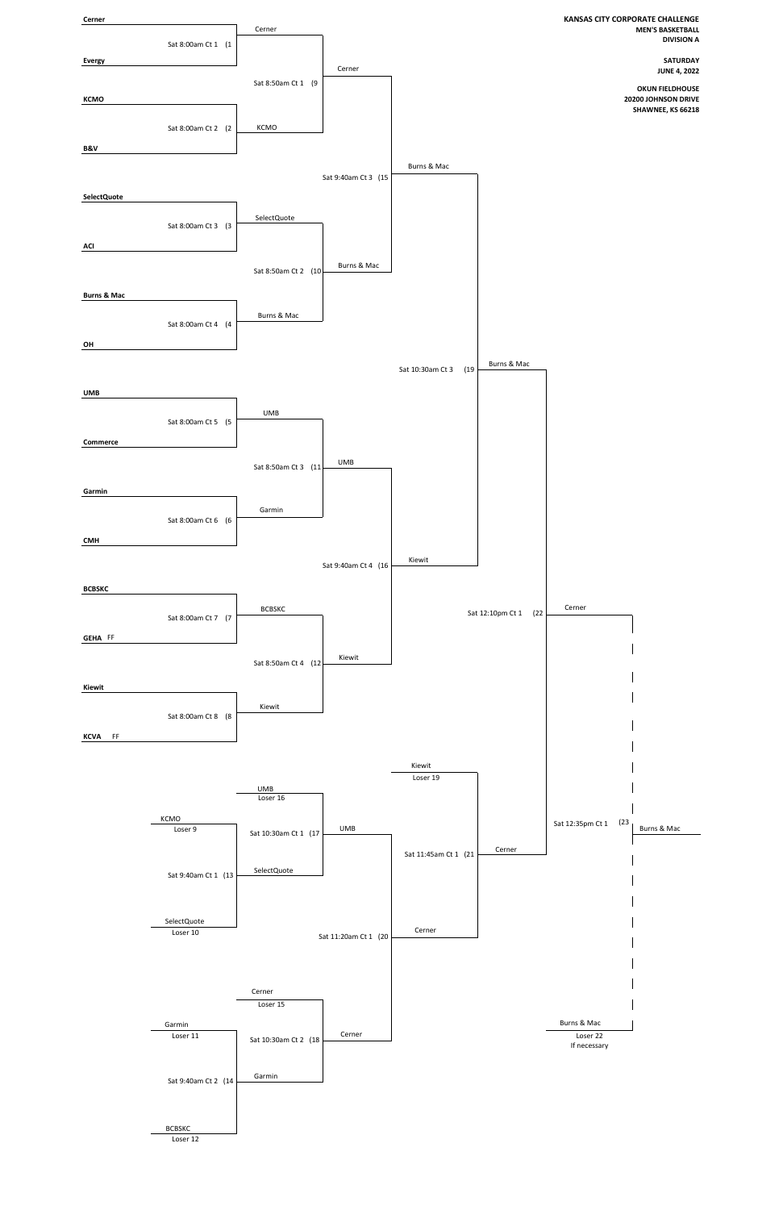**KANSAS CITY CORPORATE CHALLENGE**
**MEN'S BASKETBALL**
**DIVISION A**

**SATURDAY**
**JUNE 4, 2022**

**OKUN FIELDHOUSE**
**20200 JOHNSON DRIVE**
**SHAWNEE, KS 66218**

## Winners Bracket

### First Round

| Game | Time / Court | Team 1 | Team 2 | Winner |
|---|---|---|---|---|
| (1 | Sat 8:00am Ct 1 | **Cerner** | **Evergy** | Cerner |
| (2 | Sat 8:00am Ct 2 | **KCMO** | **B&V** | KCMO |
| (3 | Sat 8:00am Ct 3 | **SelectQuote** | **ACI** | SelectQuote |
| (4 | Sat 8:00am Ct 4 | **Burns & Mac** | **OH** | Burns & Mac |
| (5 | Sat 8:00am Ct 5 | **UMB** | **Commerce** | UMB |
| (6 | Sat 8:00am Ct 6 | **Garmin** | **CMH** | Garmin |
| (7 | Sat 8:00am Ct 7 | **BCBSKC** | **GEHA** FF | BCBSKC |
| (8 | Sat 8:00am Ct 8 | **Kiewit** | **KCVA** FF | Kiewit |

### Second Round

| Game | Time / Court | Team 1 | Team 2 | Winner |
|---|---|---|---|---|
| (9 | Sat 8:50am Ct 1 | Cerner | KCMO | Cerner |
| (10 | Sat 8:50am Ct 2 | SelectQuote | Burns & Mac | Burns & Mac |
| (11 | Sat 8:50am Ct 3 | UMB | Garmin | UMB |
| (12 | Sat 8:50am Ct 4 | BCBSKC | Kiewit | Kiewit |

### Third Round

| Game | Time / Court | Team 1 | Team 2 | Winner |
|---|---|---|---|---|
| (15 | Sat 9:40am Ct 3 | Cerner | Burns & Mac | Burns & Mac |
| (16 | Sat 9:40am Ct 4 | UMB | Kiewit | Kiewit |

### Winners Final

| Game | Time / Court | Team 1 | Team 2 | Winner |
|---|---|---|---|---|
| (19 | Sat 10:30am Ct 3 | Burns & Mac | Kiewit | Burns & Mac |

## Consolation Bracket

| Game | Time / Court | Team 1 | Team 2 | Winner |
|---|---|---|---|---|
| (13 | Sat 9:40am Ct 1 | KCMO (Loser 9) | SelectQuote (Loser 10) | SelectQuote |
| (14 | Sat 9:40am Ct 2 | Garmin (Loser 11) | BCBSKC (Loser 12) | Garmin |
| (17 | Sat 10:30am Ct 1 | UMB (Loser 16) | SelectQuote | UMB |
| (18 | Sat 10:30am Ct 2 | Cerner (Loser 15) | Garmin | Cerner |
| (20 | Sat 11:20am Ct 1 | UMB | Cerner | Cerner |
| (21 | Sat 11:45am Ct 1 | Kiewit (Loser 19) | Cerner | Cerner |

## Championship

| Game | Time / Court | Team 1 | Team 2 | Winner |
|---|---|---|---|---|
| (22 | Sat 12:10pm Ct 1 | Burns & Mac | Cerner | Cerner |
| (23 | Sat 12:35pm Ct 1 | Cerner | Burns & Mac (Loser 22) If necessary | Burns & Mac |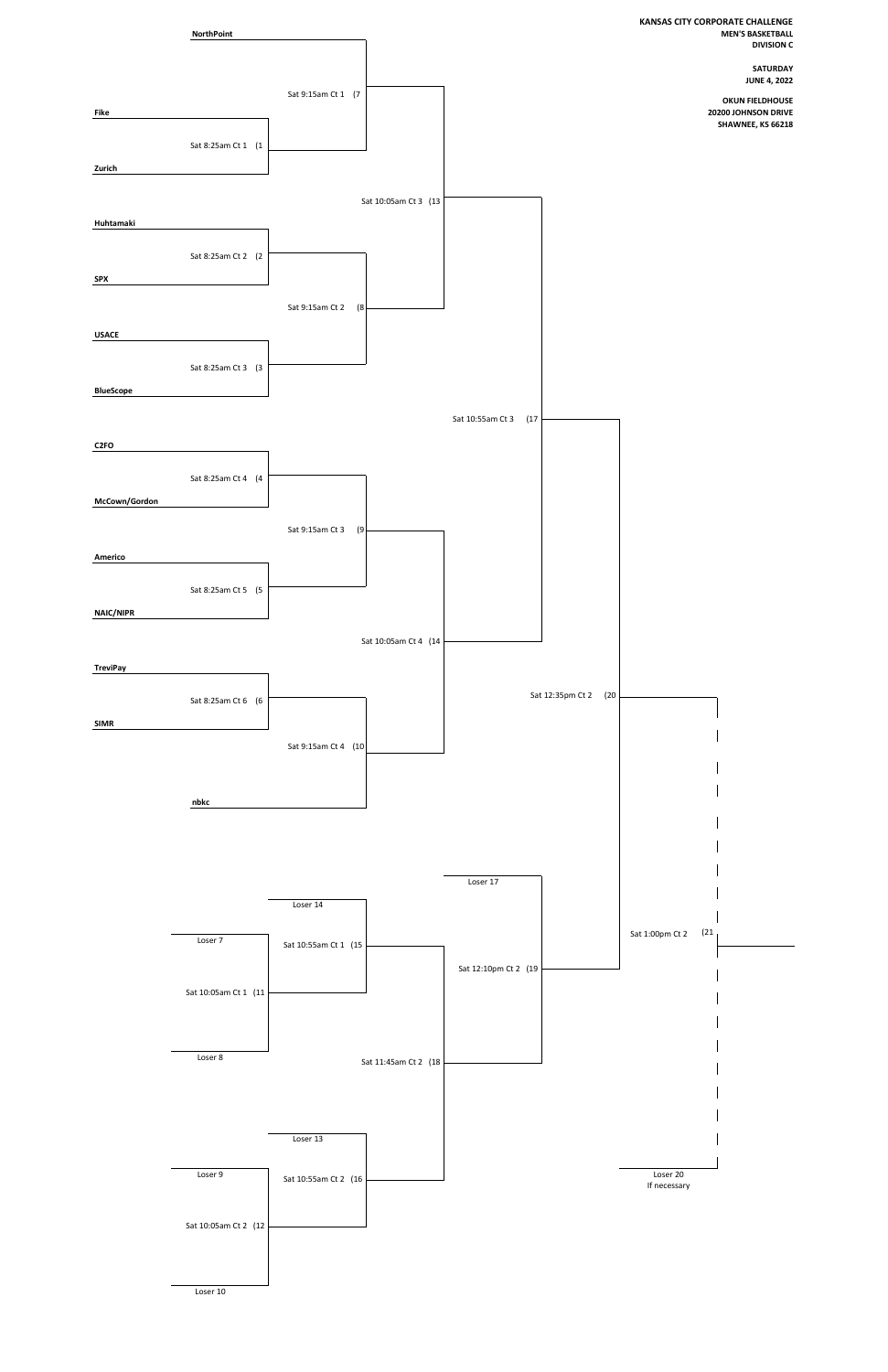**KANSAS CITY CORPORATE CHALLENGE**
**MEN'S BASKETBALL**
**DIVISION C**

**SATURDAY**
**JUNE 4, 2022**

**OKUN FIELDHOUSE**
**20200 JOHNSON DRIVE**
**SHAWNEE, KS 66218**

**NorthPoint**

Sat 9:15am Ct 1 (7

**Fike**

Sat 8:25am Ct 1 (1

**Zurich**

Sat 10:05am Ct 3 (13

**Huhtamaki**

Sat 8:25am Ct 2 (2

**SPX**

Sat 9:15am Ct 2 (8

**USACE**

Sat 8:25am Ct 3 (3

**BlueScope**

Sat 10:55am Ct 3 (17

**C2FO**

Sat 8:25am Ct 4 (4

**McCown/Gordon**

Sat 9:15am Ct 3 (9

**Americo**

Sat 8:25am Ct 5 (5

**NAIC/NIPR**

Sat 10:05am Ct 4 (14

**TreviPay**

Sat 8:25am Ct 6 (6

**SIMR**

Sat 12:35pm Ct 2 (20

Sat 9:15am Ct 4 (10

**nbkc**

Loser 17

Loser 14

Loser 7

Sat 10:55am Ct 1 (15

Sat 1:00pm Ct 2 (21

Sat 10:05am Ct 1 (11

Sat 12:10pm Ct 2 (19

Loser 8

Sat 11:45am Ct 2 (18

Loser 13

Loser 9

Sat 10:55am Ct 2 (16

Loser 20
If necessary

Sat 10:05am Ct 2 (12

Loser 10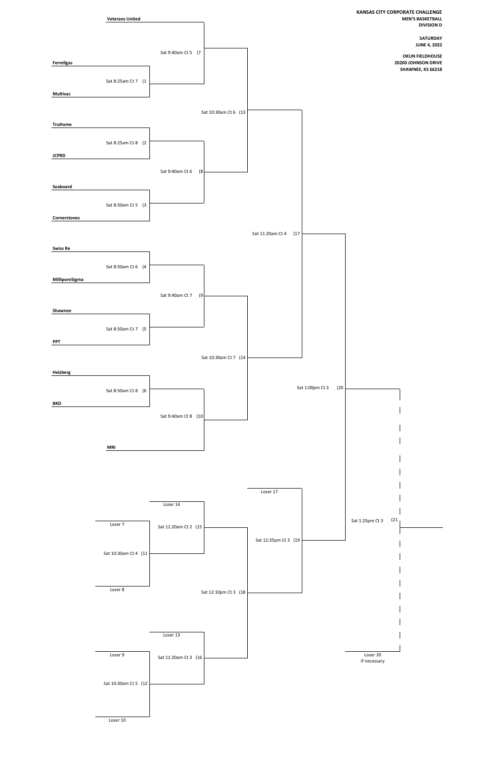**KANSAS CITY CORPORATE CHALLENGE**
**MEN'S BASKETBALL**
**DIVISION D**

**SATURDAY**
**JUNE 4, 2022**

**OKUN FIELDHOUSE**
**20200 JOHNSON DRIVE**
**SHAWNEE, KS 66218**

**Veterans United**

Sat 9:40am Ct 5 (7

**Ferrellgas**

Sat 8:25am Ct 7 (1

**Multivac**

Sat 10:30am Ct 6 (13

**TruHome**

Sat 8:25am Ct 8 (2

**JCPRD**

Sat 9:40am Ct 6 (8

**Seaboard**

Sat 8:50am Ct 5 (3

**Cornerstones**

Sat 11:20am Ct 4 (17

**Swiss Re**

Sat 8:50am Ct 6 (4

**MilliporeSigma**

Sat 9:40am Ct 7 (9

**Shawnee**

Sat 8:50am Ct 7 (5

**PPT**

Sat 10:30am Ct 7 (14

**Helzberg**

Sat 8:50am Ct 8 (6

Sat 1:00pm Ct 3 (20

**BKD**

Sat 9:40am Ct 8 (10

**MRI**

Loser 17

Loser 14

Loser 7

Sat 11:20am Ct 2 (15

Sat 1:25pm Ct 3 (21

Sat 12:35pm Ct 3 (19

Sat 10:30am Ct 4 (11

Loser 8

Sat 12:10pm Ct 3 (18

Loser 13

Loser 9

Sat 11:20am Ct 3 (16

Loser 20
If necessary

Sat 10:30am Ct 5 (12

Loser 10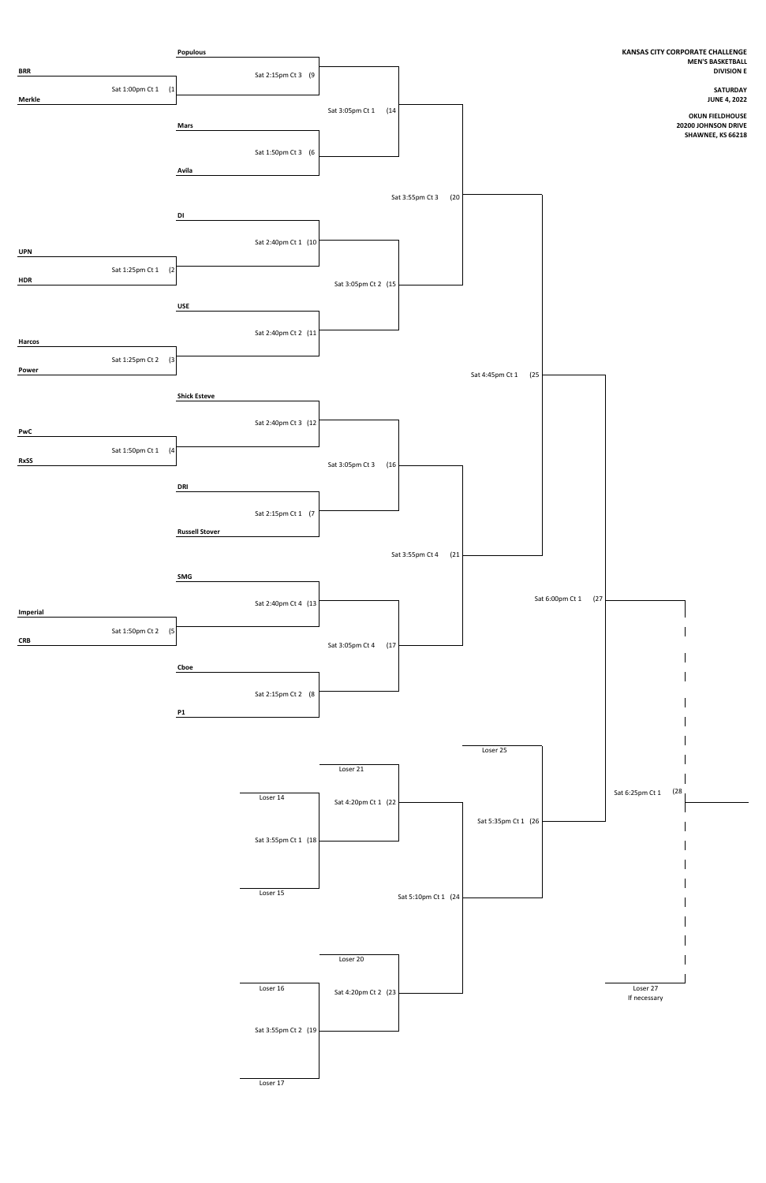**KANSAS CITY CORPORATE CHALLENGE**
**MEN'S BASKETBALL**
**DIVISION E**

**SATURDAY**
**JUNE 4, 2022**

**OKUN FIELDHOUSE**
**20200 JOHNSON DRIVE**
**SHAWNEE, KS 66218**

| Game | Time / Court | Teams |
|---|---|---|
| (1 | Sat 1:00pm Ct 1 | **BRR** vs **Merkle** |
| (2 | Sat 1:25pm Ct 1 | **UPN** vs **HDR** |
| (3 | Sat 1:25pm Ct 2 | **Harcos** vs **Power** |
| (4 | Sat 1:50pm Ct 1 | **PwC** vs **RxSS** |
| (5 | Sat 1:50pm Ct 2 | **Imperial** vs **CRB** |
| (6 | Sat 1:50pm Ct 3 | **Mars** vs **Avila** |
| (7 | Sat 2:15pm Ct 1 | **DRI** vs **Russell Stover** |
| (8 | Sat 2:15pm Ct 2 | **Cboe** vs **P1** |
| (9 | Sat 2:15pm Ct 3 | **Populous** vs Winner 1 |
| (10 | Sat 2:40pm Ct 1 | **DI** vs Winner 2 |
| (11 | Sat 2:40pm Ct 2 | **USE** vs Winner 3 |
| (12 | Sat 2:40pm Ct 3 | **Shick Esteve** vs Winner 4 |
| (13 | Sat 2:40pm Ct 4 | **SMG** vs Winner 5 |
| (14 | Sat 3:05pm Ct 1 | Winner 9 vs Winner 6 |
| (15 | Sat 3:05pm Ct 2 | Winner 10 vs Winner 11 |
| (16 | Sat 3:05pm Ct 3 | Winner 12 vs Winner 7 |
| (17 | Sat 3:05pm Ct 4 | Winner 13 vs Winner 8 |
| (18 | Sat 3:55pm Ct 1 | Loser 14 vs Loser 15 |
| (19 | Sat 3:55pm Ct 2 | Loser 16 vs Loser 17 |
| (20 | Sat 3:55pm Ct 3 | Winner 14 vs Winner 15 |
| (21 | Sat 3:55pm Ct 4 | Winner 16 vs Winner 17 |
| (22 | Sat 4:20pm Ct 1 | Loser 21 vs Winner 18 |
| (23 | Sat 4:20pm Ct 2 | Loser 20 vs Winner 19 |
| (24 | Sat 5:10pm Ct 1 | Winner 22 vs Winner 23 |
| (25 | Sat 4:45pm Ct 1 | Winner 20 vs Winner 21 |
| (26 | Sat 5:35pm Ct 1 | Loser 25 vs Winner 24 |
| (27 | Sat 6:00pm Ct 1 | Winner 25 vs Winner 26 |
| (28 | Sat 6:25pm Ct 1 | Winner 27 vs Loser 27 (If necessary) |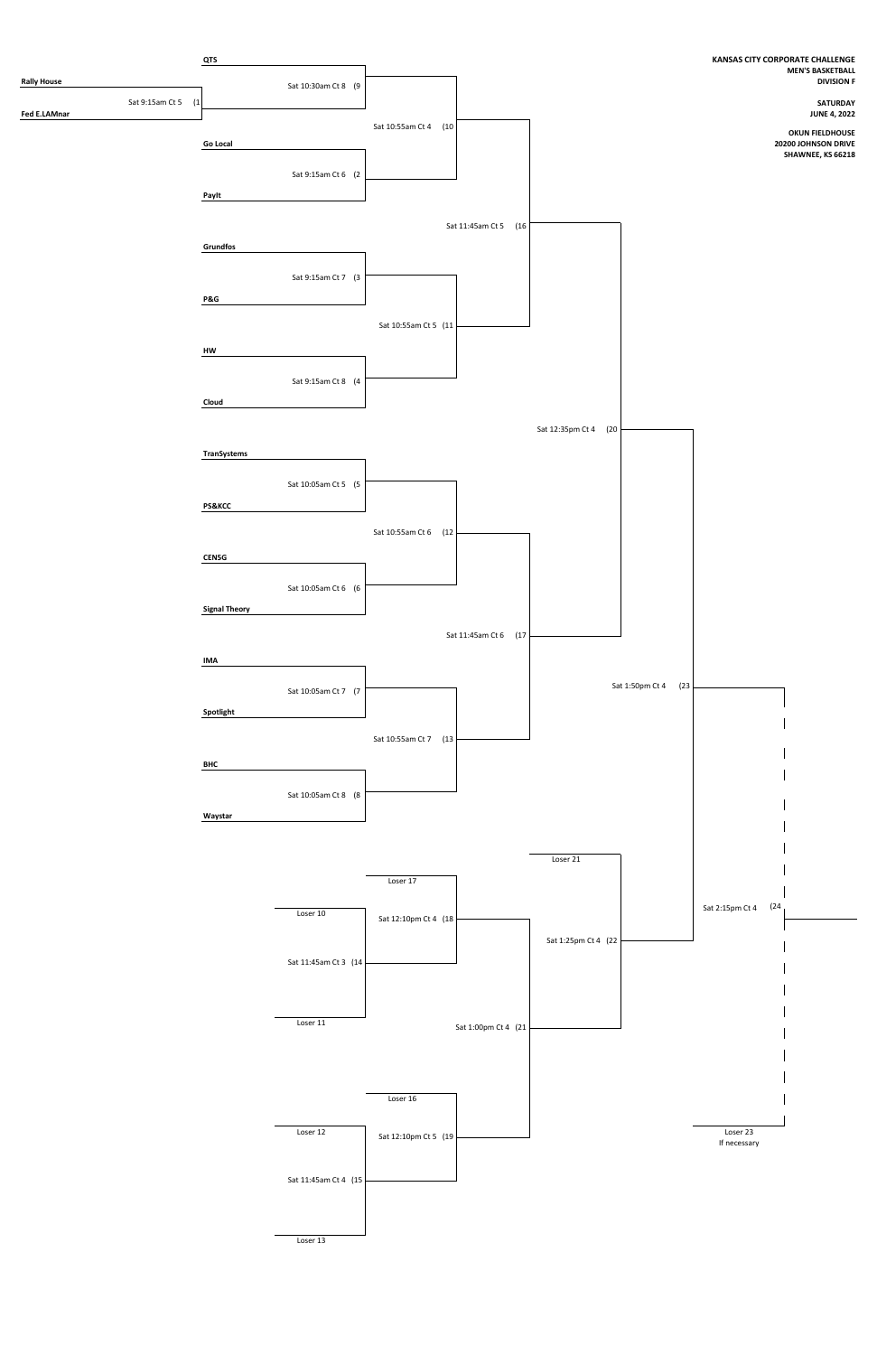**KANSAS CITY CORPORATE CHALLENGE**
**MEN'S BASKETBALL**
**DIVISION F**

**SATURDAY**
**JUNE 4, 2022**

**OKUN FIELDHOUSE**
**20200 JOHNSON DRIVE**
**SHAWNEE, KS 66218**

**Rally House**
Sat 9:15am Ct 5 (1
**Fed E.LAMnar**

**QTS**
Sat 10:30am Ct 8 (9

Sat 10:55am Ct 4 (10

**Go Local**
Sat 9:15am Ct 6 (2
**PayIt**

Sat 11:45am Ct 5 (16

**Grundfos**
Sat 9:15am Ct 7 (3
**P&G**

Sat 10:55am Ct 5 (11

**HW**
Sat 9:15am Ct 8 (4
**Cloud**

Sat 12:35pm Ct 4 (20

**TranSystems**
Sat 10:05am Ct 5 (5
**PS&KCC**

Sat 10:55am Ct 6 (12

**CEN5G**
Sat 10:05am Ct 6 (6
**Signal Theory**

Sat 11:45am Ct 6 (17

**IMA**
Sat 10:05am Ct 7 (7
**Spotlight**

Sat 1:50pm Ct 4 (23

Sat 10:55am Ct 7 (13

**BHC**
Sat 10:05am Ct 8 (8
**Waystar**

Loser 21

Loser 17

Loser 10
Sat 12:10pm Ct 4 (18
Sat 11:45am Ct 3 (14
Loser 11

Sat 1:25pm Ct 4 (22

Sat 2:15pm Ct 4 (24

Sat 1:00pm Ct 4 (21

Loser 16

Loser 12
Sat 12:10pm Ct 5 (19
Sat 11:45am Ct 4 (15
Loser 13

Loser 23
If necessary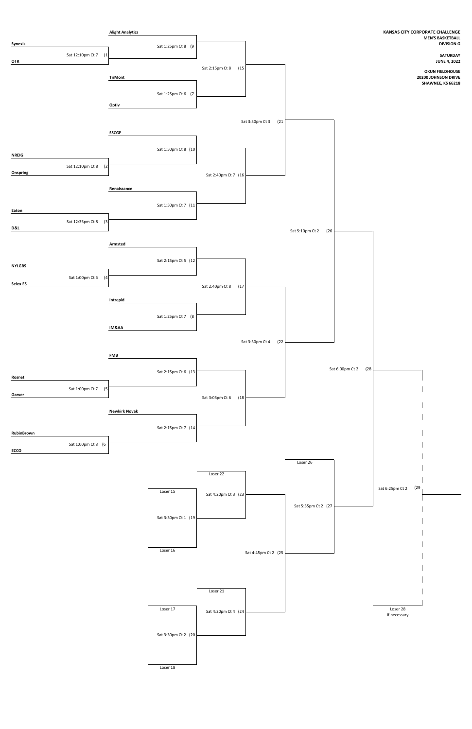**KANSAS CITY CORPORATE CHALLENGE**
**MEN'S BASKETBALL**
**DIVISION G**

**SATURDAY**
**JUNE 4, 2022**

**OKUN FIELDHOUSE**
**20200 JOHNSON DRIVE**
**SHAWNEE, KS 66218**

**Synexis**
Sat 12:10pm Ct 7 (1
**OTR**

**Alight Analytics**
Sat 1:25pm Ct 8 (9

Sat 2:15pm Ct 8 (15

**TriMont**
Sat 1:25pm Ct 6 (7
**Optiv**

Sat 3:30pm Ct 3 (21

**SSCGP**
Sat 1:50pm Ct 8 (10
**NREIG**
Sat 12:10pm Ct 8 (2
**Onspring**

Sat 2:40pm Ct 7 (16

**Renaissance**
Sat 1:50pm Ct 7 (11
**Eaton**
Sat 12:35pm Ct 8 (3
**D&L**

Sat 5:10pm Ct 2 (26

**Armsted**
Sat 2:15pm Ct 5 (12
**NYLGBS**
Sat 1:00pm Ct 6 (4
**Selex ES**

Sat 2:40pm Ct 8 (17

**Intrepid**
Sat 1:25pm Ct 7 (8
**IM&AA**

Sat 3:30pm Ct 4 (22

**FMB**
Sat 2:15pm Ct 6 (13
**Rosnet**
Sat 1:00pm Ct 7 (5
**Garver**

Sat 3:05pm Ct 6 (18

Sat 6:00pm Ct 2 (28

**Newkirk Novak**
Sat 2:15pm Ct 7 (14
**RubinBrown**
Sat 1:00pm Ct 8 (6
**ECCO**

Loser 26

Loser 22

Loser 15
Sat 4:20pm Ct 3 (23
Sat 3:30pm Ct 1 (19
Loser 16

Sat 5:35pm Ct 2 (27

Sat 6:25pm Ct 2 (29

Sat 4:45pm Ct 2 (25

Loser 21

Loser 17
Sat 4:20pm Ct 4 (24
Sat 3:30pm Ct 2 (20
Loser 18

Loser 28
If necessary